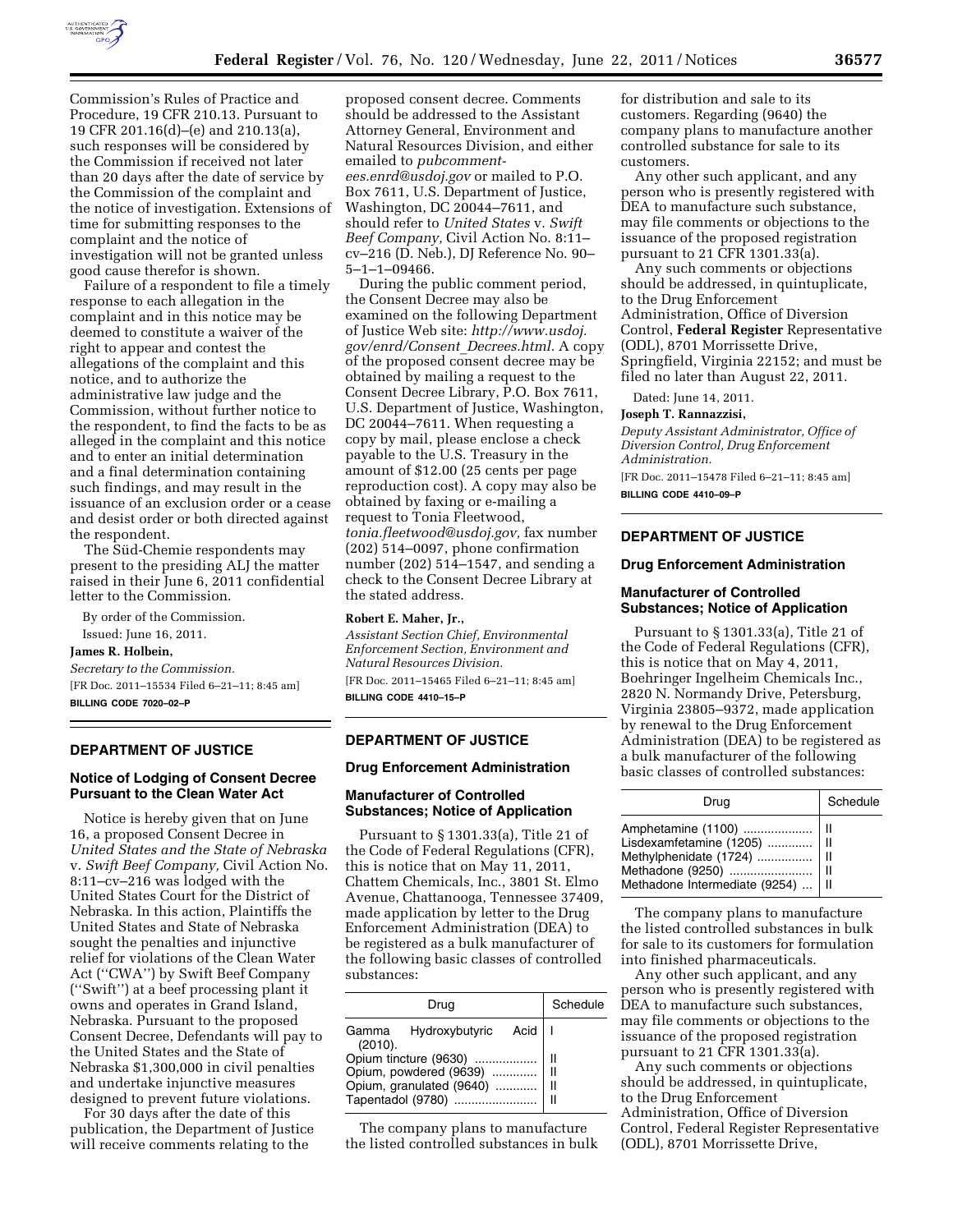Commission's Rules of Practice and Procedure, 19 CFR 210.13. Pursuant to 19 CFR 201.16(d)–(e) and 210.13(a), such responses will be considered by the Commission if received not later than 20 days after the date of service by the Commission of the complaint and the notice of investigation. Extensions of time for submitting responses to the complaint and the notice of investigation will not be granted unless good cause therefor is shown.

Failure of a respondent to file a timely response to each allegation in the complaint and in this notice may be deemed to constitute a waiver of the right to appear and contest the allegations of the complaint and this notice, and to authorize the administrative law judge and the Commission, without further notice to the respondent, to find the facts to be as alleged in the complaint and this notice and to enter an initial determination and a final determination containing such findings, and may result in the issuance of an exclusion order or a cease and desist order or both directed against the respondent.

The Süd-Chemie respondents may present to the presiding ALJ the matter raised in their June 6, 2011 confidential letter to the Commission.

By order of the Commission.

Issued: June 16, 2011.

**James R. Holbein,**

*Secretary to the Commission.*

[FR Doc. 2011–15534 Filed 6–21–11; 8:45 am]

**BILLING CODE 7020–02–P**

## DEPARTMENT OF JUSTICE

### Notice of Lodging of Consent Decree Pursuant to the Clean Water Act

Notice is hereby given that on June 16, a proposed Consent Decree in *United States and the State of Nebraska* v. *Swift Beef Company,* Civil Action No. 8:11–cv–216 was lodged with the United States Court for the District of Nebraska. In this action, Plaintiffs the United States and State of Nebraska sought the penalties and injunctive relief for violations of the Clean Water Act (''CWA'') by Swift Beef Company (''Swift'') at a beef processing plant it owns and operates in Grand Island, Nebraska. Pursuant to the proposed Consent Decree, Defendants will pay to the United States and the State of Nebraska $1,300,000 in civil penalties and undertake injunctive measures designed to prevent future violations.

For 30 days after the date of this publication, the Department of Justice will receive comments relating to the proposed consent decree. Comments should be addressed to the Assistant Attorney General, Environment and Natural Resources Division, and either emailed to *pubcomment-ees.enrd@usdoj.gov* or mailed to P.O. Box 7611, U.S. Department of Justice, Washington, DC 20044–7611, and should refer to *United States* v. *Swift Beef Company,* Civil Action No. 8:11–cv–216 (D. Neb.), DJ Reference No. 90–5–1–1–09466.

During the public comment period, the Consent Decree may also be examined on the following Department of Justice Web site: *http://www.usdoj.gov/enrd/Consent_Decrees.html.* A copy of the proposed consent decree may be obtained by mailing a request to the Consent Decree Library, P.O. Box 7611, U.S. Department of Justice, Washington, DC 20044–7611. When requesting a copy by mail, please enclose a check payable to the U.S. Treasury in the amount of $12.00 (25 cents per page reproduction cost). A copy may also be obtained by faxing or e-mailing a request to Tonia Fleetwood, *tonia.fleetwood@usdoj.gov,* fax number (202) 514–0097, phone confirmation number (202) 514–1547, and sending a check to the Consent Decree Library at the stated address.

**Robert E. Maher, Jr.,**

*Assistant Section Chief, Environmental Enforcement Section, Environment and Natural Resources Division.*

[FR Doc. 2011–15465 Filed 6–21–11; 8:45 am]

**BILLING CODE 4410–15–P**

## DEPARTMENT OF JUSTICE

### Drug Enforcement Administration

### Manufacturer of Controlled Substances; Notice of Application

Pursuant to § 1301.33(a), Title 21 of the Code of Federal Regulations (CFR), this is notice that on May 11, 2011, Chattem Chemicals, Inc., 3801 St. Elmo Avenue, Chattanooga, Tennessee 37409, made application by letter to the Drug Enforcement Administration (DEA) to be registered as a bulk manufacturer of the following basic classes of controlled substances:

| Drug | Schedule |
|---|---|
| Gamma Hydroxybutyric Acid (2010). | I |
| Opium tincture (9630) | II |
| Opium, powdered (9639) | II |
| Opium, granulated (9640) | II |
| Tapentadol (9780) | II |

The company plans to manufacture the listed controlled substances in bulk for distribution and sale to its customers. Regarding (9640) the company plans to manufacture another controlled substance for sale to its customers.

Any other such applicant, and any person who is presently registered with DEA to manufacture such substance, may file comments or objections to the issuance of the proposed registration pursuant to 21 CFR 1301.33(a).

Any such comments or objections should be addressed, in quintuplicate, to the Drug Enforcement Administration, Office of Diversion Control, **Federal Register** Representative (ODL), 8701 Morrissette Drive, Springfield, Virginia 22152; and must be filed no later than August 22, 2011.

Dated: June 14, 2011.

**Joseph T. Rannazzisi,**

*Deputy Assistant Administrator, Office of Diversion Control, Drug Enforcement Administration.*

[FR Doc. 2011–15478 Filed 6–21–11; 8:45 am]

**BILLING CODE 4410–09–P**

## DEPARTMENT OF JUSTICE

### Drug Enforcement Administration

### Manufacturer of Controlled Substances; Notice of Application

Pursuant to § 1301.33(a), Title 21 of the Code of Federal Regulations (CFR), this is notice that on May 4, 2011, Boehringer Ingelheim Chemicals Inc., 2820 N. Normandy Drive, Petersburg, Virginia 23805–9372, made application by renewal to the Drug Enforcement Administration (DEA) to be registered as a bulk manufacturer of the following basic classes of controlled substances:

| Drug | Schedule |
|---|---|
| Amphetamine (1100) | II |
| Lisdexamfetamine (1205) | II |
| Methylphenidate (1724) | II |
| Methadone (9250) | II |
| Methadone Intermediate (9254) | II |

The company plans to manufacture the listed controlled substances in bulk for sale to its customers for formulation into finished pharmaceuticals.

Any other such applicant, and any person who is presently registered with DEA to manufacture such substances, may file comments or objections to the issuance of the proposed registration pursuant to 21 CFR 1301.33(a).

Any such comments or objections should be addressed, in quintuplicate, to the Drug Enforcement Administration, Office of Diversion Control, Federal Register Representative (ODL), 8701 Morrissette Drive,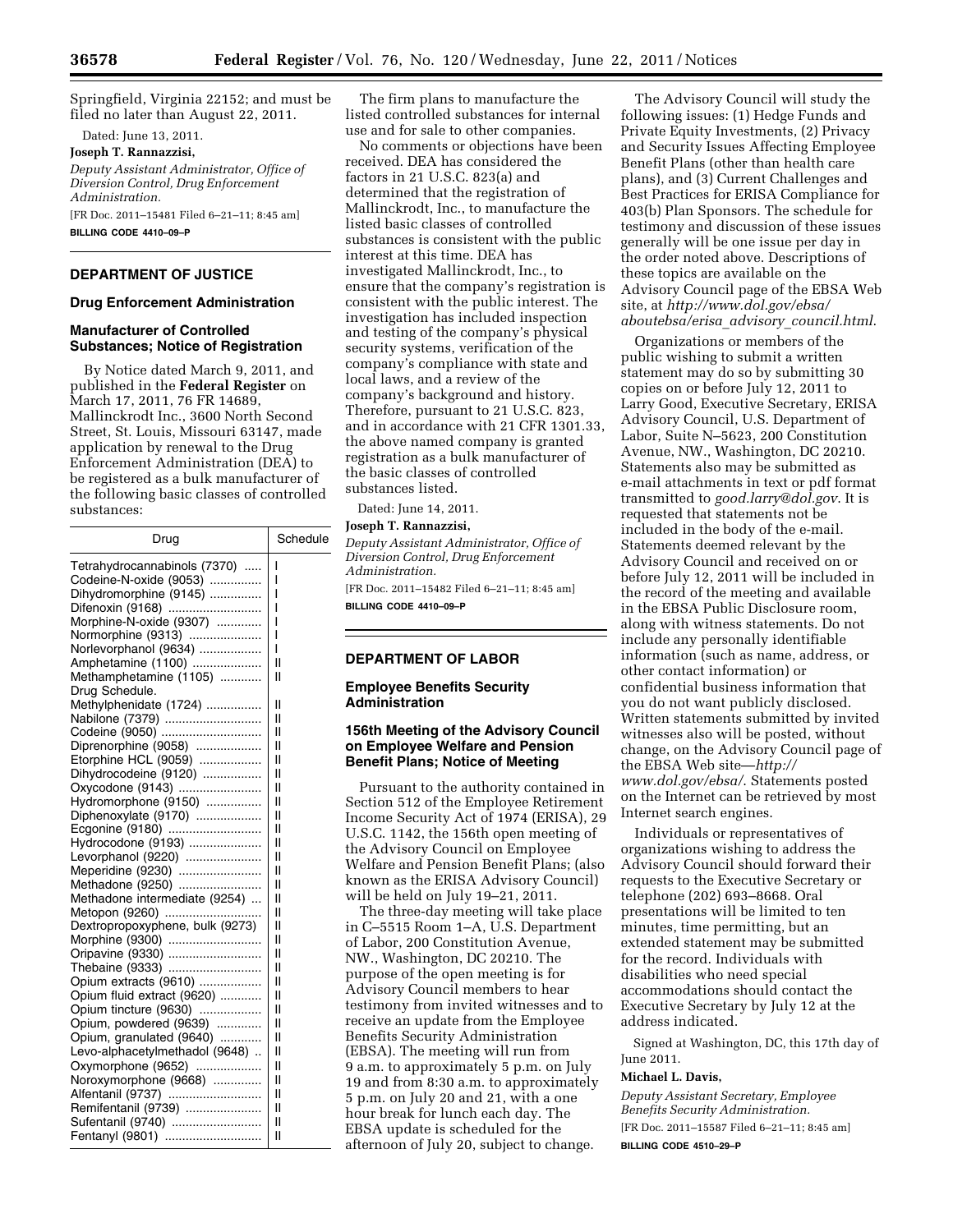Springfield, Virginia 22152; and must be filed no later than August 22, 2011.

Dated: June 13, 2011.

**Joseph T. Rannazzisi,**

*Deputy Assistant Administrator, Office of Diversion Control, Drug Enforcement Administration.*

[FR Doc. 2011–15481 Filed 6–21–11; 8:45 am]

**BILLING CODE 4410–09–P**

## DEPARTMENT OF JUSTICE

### Drug Enforcement Administration

### Manufacturer of Controlled Substances; Notice of Registration

By Notice dated March 9, 2011, and published in the **Federal Register** on March 17, 2011, 76 FR 14689, Mallinckrodt Inc., 3600 North Second Street, St. Louis, Missouri 63147, made application by renewal to the Drug Enforcement Administration (DEA) to be registered as a bulk manufacturer of the following basic classes of controlled substances:

| Drug | Schedule |
|---|---|
| Tetrahydrocannabinols (7370) | I |
| Codeine-N-oxide (9053) | I |
| Dihydromorphine (9145) | I |
| Difenoxin (9168) | I |
| Morphine-N-oxide (9307) | I |
| Normorphine (9313) | I |
| Norlevorphanol (9634) | I |
| Amphetamine (1100) | II |
| Methamphetamine (1105) | II |
| Drug Schedule. | |
| Methylphenidate (1724) | II |
| Nabilone (7379) | II |
| Codeine (9050) | II |
| Diprenorphine (9058) | II |
| Etorphine HCL (9059) | II |
| Dihydrocodeine (9120) | II |
| Oxycodone (9143) | II |
| Hydromorphone (9150) | II |
| Diphenoxylate (9170) | II |
| Ecgonine (9180) | II |
| Hydrocodone (9193) | II |
| Levorphanol (9220) | II |
| Meperidine (9230) | II |
| Methadone (9250) | II |
| Methadone intermediate (9254) | II |
| Metopon (9260) | II |
| Dextropropoxyphene, bulk (9273) | II |
| Morphine (9300) | II |
| Oripavine (9330) | II |
| Thebaine (9333) | II |
| Opium extracts (9610) | II |
| Opium fluid extract (9620) | II |
| Opium tincture (9630) | II |
| Opium, powdered (9639) | II |
| Opium, granulated (9640) | II |
| Levo-alphacetylmethadol (9648) | II |
| Oxymorphone (9652) | II |
| Noroxymorphone (9668) | II |
| Alfentanil (9737) | II |
| Remifentanil (9739) | II |
| Sufentanil (9740) | II |
| Fentanyl (9801) | II |

The firm plans to manufacture the listed controlled substances for internal use and for sale to other companies.

No comments or objections have been received. DEA has considered the factors in 21 U.S.C. 823(a) and determined that the registration of Mallinckrodt, Inc., to manufacture the listed basic classes of controlled substances is consistent with the public interest at this time. DEA has investigated Mallinckrodt, Inc., to ensure that the company's registration is consistent with the public interest. The investigation has included inspection and testing of the company's physical security systems, verification of the company's compliance with state and local laws, and a review of the company's background and history. Therefore, pursuant to 21 U.S.C. 823, and in accordance with 21 CFR 1301.33, the above named company is granted registration as a bulk manufacturer of the basic classes of controlled substances listed.

Dated: June 14, 2011.

**Joseph T. Rannazzisi,**

*Deputy Assistant Administrator, Office of Diversion Control, Drug Enforcement Administration.*

[FR Doc. 2011–15482 Filed 6–21–11; 8:45 am]

**BILLING CODE 4410–09–P**

## DEPARTMENT OF LABOR

### Employee Benefits Security Administration

### 156th Meeting of the Advisory Council on Employee Welfare and Pension Benefit Plans; Notice of Meeting

Pursuant to the authority contained in Section 512 of the Employee Retirement Income Security Act of 1974 (ERISA), 29 U.S.C. 1142, the 156th open meeting of the Advisory Council on Employee Welfare and Pension Benefit Plans; (also known as the ERISA Advisory Council) will be held on July 19–21, 2011.

The three-day meeting will take place in C–5515 Room 1–A, U.S. Department of Labor, 200 Constitution Avenue, NW., Washington, DC 20210. The purpose of the open meeting is for Advisory Council members to hear testimony from invited witnesses and to receive an update from the Employee Benefits Security Administration (EBSA). The meeting will run from 9 a.m. to approximately 5 p.m. on July 19 and from 8:30 a.m. to approximately 5 p.m. on July 20 and 21, with a one hour break for lunch each day. The EBSA update is scheduled for the afternoon of July 20, subject to change.

The Advisory Council will study the following issues: (1) Hedge Funds and Private Equity Investments, (2) Privacy and Security Issues Affecting Employee Benefit Plans (other than health care plans), and (3) Current Challenges and Best Practices for ERISA Compliance for 403(b) Plan Sponsors. The schedule for testimony and discussion of these issues generally will be one issue per day in the order noted above. Descriptions of these topics are available on the Advisory Council page of the EBSA Web site, at *http://www.dol.gov/ebsa/aboutebsa/erisa_advisory_council.html*.

Organizations or members of the public wishing to submit a written statement may do so by submitting 30 copies on or before July 12, 2011 to Larry Good, Executive Secretary, ERISA Advisory Council, U.S. Department of Labor, Suite N–5623, 200 Constitution Avenue, NW., Washington, DC 20210. Statements also may be submitted as e-mail attachments in text or pdf format transmitted to *good.larry@dol.gov*. It is requested that statements not be included in the body of the e-mail. Statements deemed relevant by the Advisory Council and received on or before July 12, 2011 will be included in the record of the meeting and available in the EBSA Public Disclosure room, along with witness statements. Do not include any personally identifiable information (such as name, address, or other contact information) or confidential business information that you do not want publicly disclosed. Written statements submitted by invited witnesses also will be posted, without change, on the Advisory Council page of the EBSA Web site—*http://www.dol.gov/ebsa/*. Statements posted on the Internet can be retrieved by most Internet search engines.

Individuals or representatives of organizations wishing to address the Advisory Council should forward their requests to the Executive Secretary or telephone (202) 693–8668. Oral presentations will be limited to ten minutes, time permitting, but an extended statement may be submitted for the record. Individuals with disabilities who need special accommodations should contact the Executive Secretary by July 12 at the address indicated.

Signed at Washington, DC, this 17th day of June 2011.

**Michael L. Davis,**

*Deputy Assistant Secretary, Employee Benefits Security Administration.*

[FR Doc. 2011–15587 Filed 6–21–11; 8:45 am]

**BILLING CODE 4510–29–P**